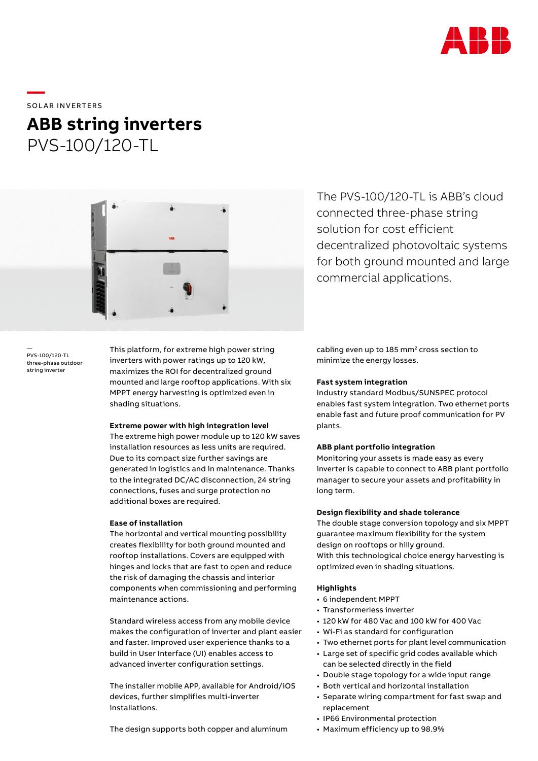SOLAR INVERTERS

# ABB string inverters

## PVS-100/120-TL

The PVS-100/120-TL is ABB's cloud connected three-phase string solution for cost efficient decentralized photovoltaic systems for both ground mounted and large commercial applications.

PVS-100/120-TL three-phase outdoor string inverter

This platform, for extreme high power string inverters with power ratings up to 120 kW, maximizes the ROI for decentralized ground mounted and large rooftop applications. With six MPPT energy harvesting is optimized even in shading situations.

**Extreme power with high integration level**

The extreme high power module up to 120 kW saves installation resources as less units are required. Due to its compact size further savings are generated in logistics and in maintenance. Thanks to the integrated DC/AC disconnection, 24 string connections, fuses and surge protection no additional boxes are required.

**Ease of installation**

The horizontal and vertical mounting possibility creates flexibility for both ground mounted and rooftop installations. Covers are equipped with hinges and locks that are fast to open and reduce the risk of damaging the chassis and interior components when commissioning and performing maintenance actions.

Standard wireless access from any mobile device makes the configuration of inverter and plant easier and faster. Improved user experience thanks to a build in User Interface (UI) enables access to advanced inverter configuration settings.

The installer mobile APP, available for Android/iOS devices, further simplifies multi-inverter installations.

The design supports both copper and aluminum cabling even up to 185 $mm^2$ cross section to minimize the energy losses.

**Fast system integration**

Industry standard Modbus/SUNSPEC protocol enables fast system integration. Two ethernet ports enable fast and future proof communication for PV plants.

**ABB plant portfolio integration**

Monitoring your assets is made easy as every inverter is capable to connect to ABB plant portfolio manager to secure your assets and profitability in long term.

**Design flexibility and shade tolerance**

The double stage conversion topology and six MPPT guarantee maximum flexibility for the system design on rooftops or hilly ground.
With this technological choice energy harvesting is optimized even in shading situations.

**Highlights**

- 6 independent MPPT
- Transformerless inverter
- 120 kW for 480 Vac and 100 kW for 400 Vac
- Wi-Fi as standard for configuration
- Two ethernet ports for plant level communication
- Large set of specific grid codes available which can be selected directly in the field
- Double stage topology for a wide input range
- Both vertical and horizontal installation
- Separate wiring compartment for fast swap and replacement
- IP66 Environmental protection
- Maximum efficiency up to 98.9%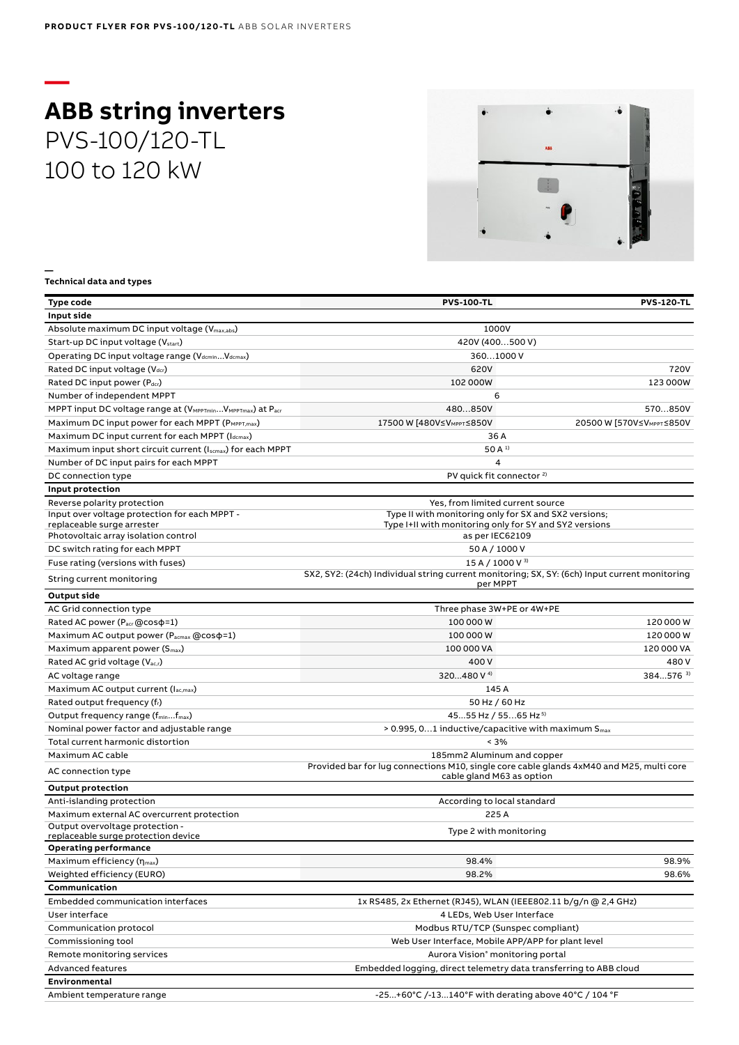# ABB string inverters

PVS-100/120-TL
100 to 120 kW

**Technical data and types**

| Type code | PVS-100-TL | PVS-120-TL |
|---|---|---|
| **Input side** | | |
| Absolute maximum DC input voltage ($V_{max,abs}$) | 1000V | |
| Start-up DC input voltage ($V_{start}$) | 420V (400…500 V) | |
| Operating DC input voltage range ($V_{dcmin}$…$V_{dcmax}$) | 360…1000 V | |
| Rated DC input voltage ($V_{dcr}$) | 620V | 720V |
| Rated DC input power ($P_{dcr}$) | 102 000W | 123 000W |
| Number of independent MPPT | 6 | |
| MPPT input DC voltage range at ($V_{MPPTmin}$…$V_{MPPTmax}$) at $P_{acr}$ | 480…850V | 570…850V |
| Maximum DC input power for each MPPT ($P_{MPPT,max}$) | 17500 W [480V≤$V_{MPPT}$≤850V | 20500 W [570V≤$V_{MPPT}$≤850V |
| Maximum DC input current for each MPPT ($I_{dcmax}$) | 36 A | |
| Maximum input short circuit current ($I_{scmax}$) for each MPPT | 50 A [1] | |
| Number of DC input pairs for each MPPT | 4 | |
| DC connection type | PV quick fit connector [2] | |
| **Input protection** | | |
| Reverse polarity protection | Yes, from limited current source | |
| Input over voltage protection for each MPPT - replaceable surge arrester | Type II with monitoring only for SX and SX2 versions; Type I+II with monitoring only for SY and SY2 versions | |
| Photovoltaic array isolation control | as per IEC62109 | |
| DC switch rating for each MPPT | 50 A / 1000 V | |
| Fuse rating (versions with fuses) | 15 A / 1000 V [3] | |
| String current monitoring | SX2, SY2: (24ch) Individual string current monitoring; SX, SY: (6ch) Input current monitoring per MPPT | |
| **Output side** | | |
| AC Grid connection type | Three phase 3W+PE or 4W+PE | |
| Rated AC power ($P_{acr}$ @cosφ=1) | 100 000 W | 120 000 W |
| Maximum AC output power ($P_{acmax}$ @cosφ=1) | 100 000 W | 120 000 W |
| Maximum apparent power ($S_{max}$) | 100 000 VA | 120 000 VA |
| Rated AC grid voltage ($V_{ac,r}$) | 400 V | 480 V |
| AC voltage range | 320…480 V [4] | 384…576 [3] |
| Maximum AC output current ($I_{ac,max}$) | 145 A | |
| Rated output frequency ($f_r$) | 50 Hz / 60 Hz | |
| Output frequency range ($f_{min}$…$f_{max}$) | 45…55 Hz / 55…65 Hz [5] | |
| Nominal power factor and adjustable range | > 0.995, 0…1 inductive/capacitive with maximum $S_{max}$ | |
| Total current harmonic distortion | < 3% | |
| Maximum AC cable | 185mm2 Aluminum and copper | |
| AC connection type | Provided bar for lug connections M10, single core cable glands 4xM40 and M25, multi core cable gland M63 as option | |
| **Output protection** | | |
| Anti-islanding protection | According to local standard | |
| Maximum external AC overcurrent protection | 225 A | |
| Output overvoltage protection - replaceable surge protection device | Type 2 with monitoring | |
| **Operating performance** | | |
| Maximum efficiency ($\eta_{max}$) | 98.4% | 98.9% |
| Weighted efficiency (EURO) | 98.2% | 98.6% |
| **Communication** | | |
| Embedded communication interfaces | 1x RS485, 2x Ethernet (RJ45), WLAN (IEEE802.11 b/g/n @ 2,4 GHz) | |
| User interface | 4 LEDs, Web User Interface | |
| Communication protocol | Modbus RTU/TCP (Sunspec compliant) | |
| Commissioning tool | Web User Interface, Mobile APP/APP for plant level | |
| Remote monitoring services | Aurora Vision® monitoring portal | |
| Advanced features | Embedded logging, direct telemetry data transferring to ABB cloud | |
| **Environmental** | | |
| Ambient temperature range | -25...+60°C /-13...140°F with derating above 40°C / 104 °F | |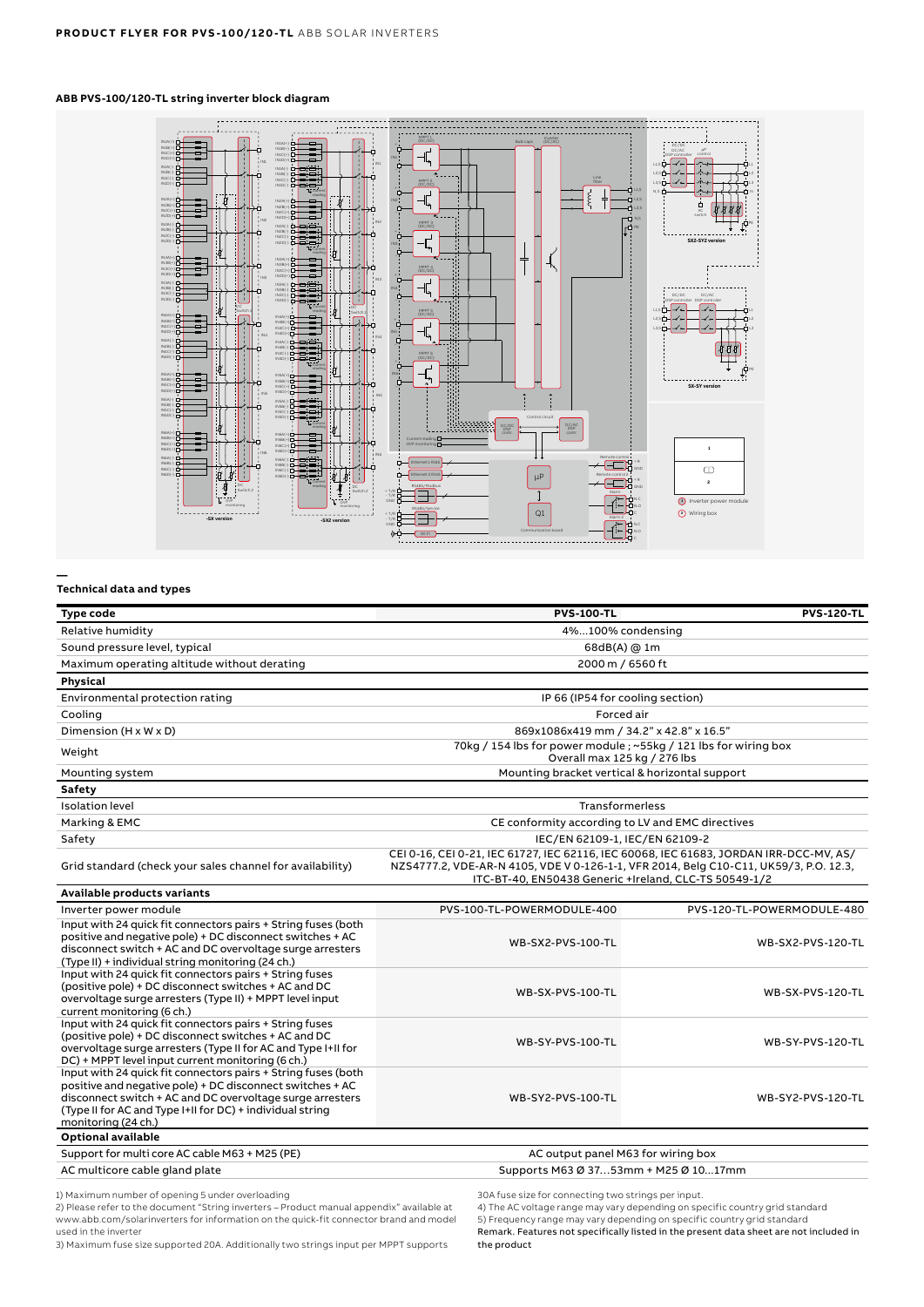### ABB PVS-100/120-TL string inverter block diagram

---

### Technical data and types

| Type code | PVS-100-TL | PVS-120-TL |
|---|---|---|
| Relative humidity | 4%...100% condensing | |
| Sound pressure level, typical | 68dB(A) @ 1m | |
| Maximum operating altitude without derating | 2000 m / 6560 ft | |
| **Physical** | | |
| Environmental protection rating | IP 66 (IP54 for cooling section) | |
| Cooling | Forced air | |
| Dimension (H x W x D) | 869x1086x419 mm / 34.2" x 42.8" x 16.5" | |
| Weight | 70kg / 154 lbs for power module ; ~55kg / 121 lbs for wiring box Overall max 125 kg / 276 lbs | |
| Mounting system | Mounting bracket vertical & horizontal support | |
| **Safety** | | |
| Isolation level | Transformerless | |
| Marking & EMC | CE conformity according to LV and EMC directives | |
| Safety | IEC/EN 62109-1, IEC/EN 62109-2 | |
| Grid standard (check your sales channel for availability) | CEI 0-16, CEI 0-21, IEC 61727, IEC 62116, IEC 60068, IEC 61683, JORDAN IRR-DCC-MV, AS/NZS4777.2, VDE-AR-N 4105, VDE V 0-126-1-1, VFR 2014, Belg C10-C11, UK59/3, P.O. 12.3, ITC-BT-40, EN50438 Generic +Ireland, CLC-TS 50549-1/2 | |
| **Available products variants** | | |
| Inverter power module | PVS-100-TL-POWERMODULE-400 | PVS-120-TL-POWERMODULE-480 |
| Input with 24 quick fit connectors pairs + String fuses (both positive and negative pole) + DC disconnect switches + AC disconnect switch + AC and DC overvoltage surge arresters (Type II) + individual string monitoring (24 ch.) | WB-SX2-PVS-100-TL | WB-SX2-PVS-120-TL |
| Input with 24 quick fit connectors pairs + String fuses (positive pole) + DC disconnect switches + AC and DC overvoltage surge arresters (Type II) + MPPT level input current monitoring (6 ch.) | WB-SX-PVS-100-TL | WB-SX-PVS-120-TL |
| Input with 24 quick fit connectors pairs + String fuses (positive pole) + DC disconnect switches + AC and DC overvoltage surge arresters (Type II for AC and Type I+II for DC) + MPPT level input current monitoring (6 ch.) | WB-SY-PVS-100-TL | WB-SY-PVS-120-TL |
| Input with 24 quick fit connectors pairs + String fuses (both positive and negative pole) + DC disconnect switches + AC disconnect switch + AC and DC overvoltage surge arresters (Type II for AC and Type I+II for DC) + individual string monitoring (24 ch.) | WB-SY2-PVS-100-TL | WB-SY2-PVS-120-TL |
| **Optional available** | | |
| Support for multi core AC cable M63 + M25 (PE) | AC output panel M63 for wiring box | |
| AC multicore cable gland plate | Supports M63 Ø 37...53mm + M25 Ø 10...17mm | |

1) Maximum number of opening 5 under overloading
2) Please refer to the document "String inverters – Product manual appendix" available at www.abb.com/solarinverters for information on the quick-fit connector brand and model used in the inverter
3) Maximum fuse size supported 20A. Additionally two strings input per MPPT supports 30A fuse size for connecting two strings per input.
4) The AC voltage range may vary depending on specific country grid standard
5) Frequency range may vary depending on specific country grid standard
Remark. Features not specifically listed in the present data sheet are not included in the product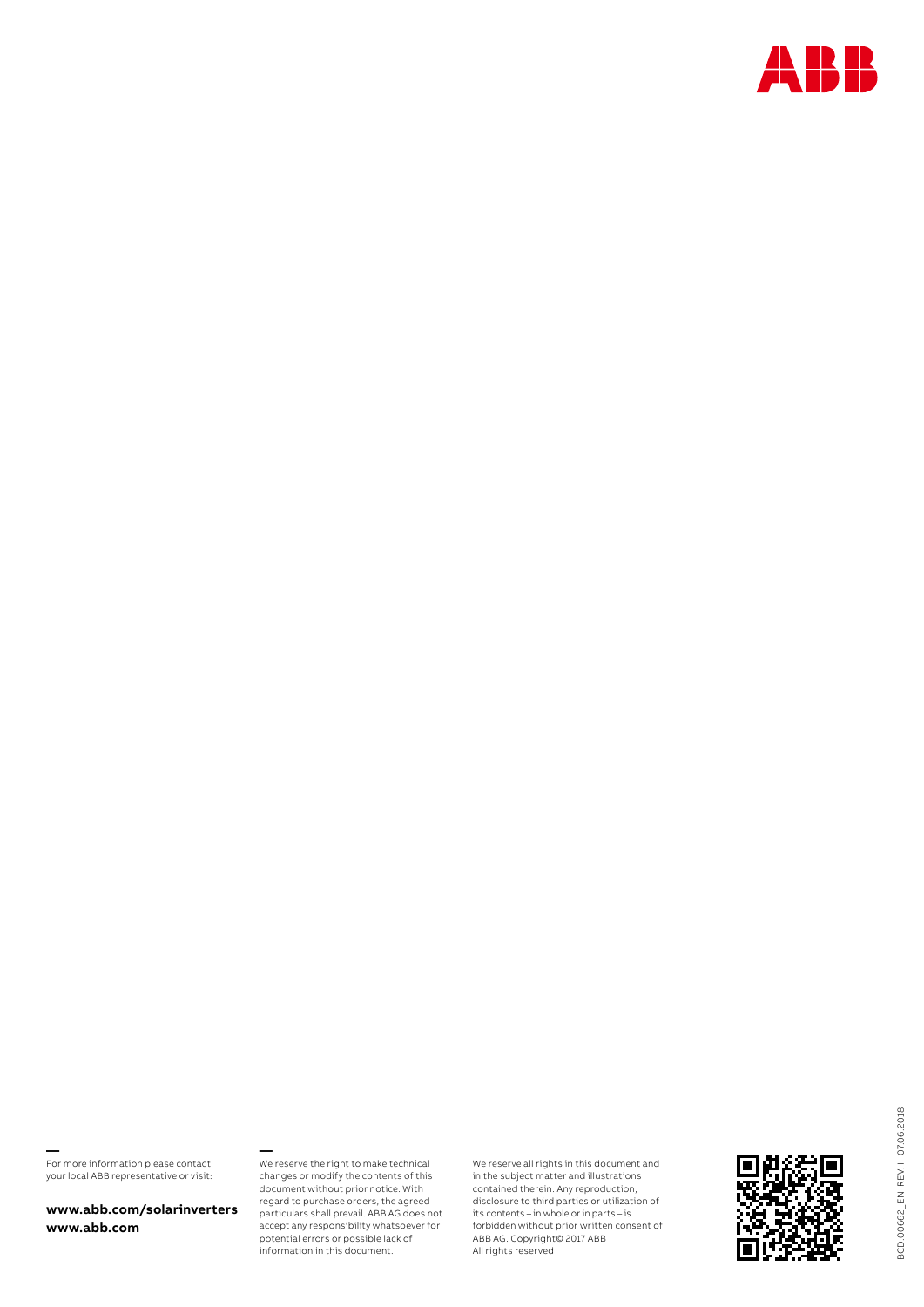For more information please contact your local ABB representative or visit:

**www.abb.com/solarinverters**
**www.abb.com**

We reserve the right to make technical changes or modify the contents of this document without prior notice. With regard to purchase orders, the agreed particulars shall prevail. ABB AG does not accept any responsibility whatsoever for potential errors or possible lack of information in this document.

We reserve all rights in this document and in the subject matter and illustrations contained therein. Any reproduction, disclosure to third parties or utilization of its contents – in whole or in parts – is forbidden without prior written consent of ABB AG. Copyright© 2017 ABB
All rights reserved

BCD.00662_EN REV. I 07.06.2018